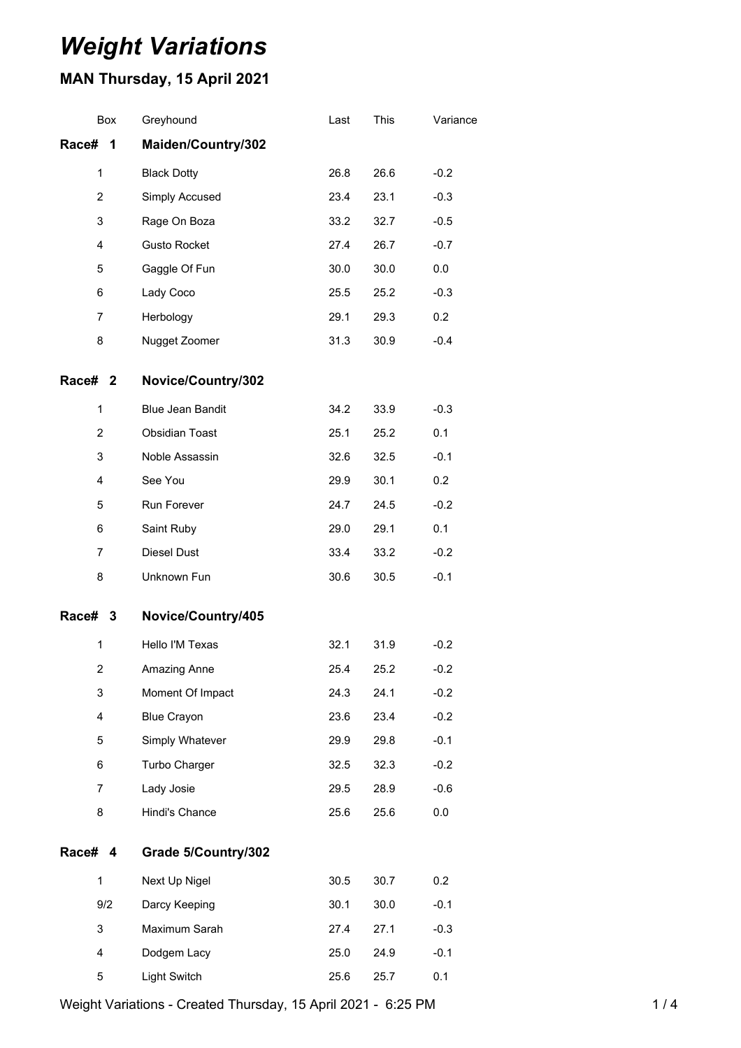# *Weight Variations*

## MAN Thursday, 15 April 2021

| Box | Greyhound | Last | This | Variance |
|---|---|---|---|---|
| **Race# 1** | **Maiden/Country/302** | | | |
| 1 | Black Dotty | 26.8 | 26.6 | -0.2 |
| 2 | Simply Accused | 23.4 | 23.1 | -0.3 |
| 3 | Rage On Boza | 33.2 | 32.7 | -0.5 |
| 4 | Gusto Rocket | 27.4 | 26.7 | -0.7 |
| 5 | Gaggle Of Fun | 30.0 | 30.0 | 0.0 |
| 6 | Lady Coco | 25.5 | 25.2 | -0.3 |
| 7 | Herbology | 29.1 | 29.3 | 0.2 |
| 8 | Nugget Zoomer | 31.3 | 30.9 | -0.4 |
| **Race# 2** | **Novice/Country/302** | | | |
| 1 | Blue Jean Bandit | 34.2 | 33.9 | -0.3 |
| 2 | Obsidian Toast | 25.1 | 25.2 | 0.1 |
| 3 | Noble Assassin | 32.6 | 32.5 | -0.1 |
| 4 | See You | 29.9 | 30.1 | 0.2 |
| 5 | Run Forever | 24.7 | 24.5 | -0.2 |
| 6 | Saint Ruby | 29.0 | 29.1 | 0.1 |
| 7 | Diesel Dust | 33.4 | 33.2 | -0.2 |
| 8 | Unknown Fun | 30.6 | 30.5 | -0.1 |
| **Race# 3** | **Novice/Country/405** | | | |
| 1 | Hello I'M Texas | 32.1 | 31.9 | -0.2 |
| 2 | Amazing Anne | 25.4 | 25.2 | -0.2 |
| 3 | Moment Of Impact | 24.3 | 24.1 | -0.2 |
| 4 | Blue Crayon | 23.6 | 23.4 | -0.2 |
| 5 | Simply Whatever | 29.9 | 29.8 | -0.1 |
| 6 | Turbo Charger | 32.5 | 32.3 | -0.2 |
| 7 | Lady Josie | 29.5 | 28.9 | -0.6 |
| 8 | Hindi's Chance | 25.6 | 25.6 | 0.0 |
| **Race# 4** | **Grade 5/Country/302** | | | |
| 1 | Next Up Nigel | 30.5 | 30.7 | 0.2 |
| 9/2 | Darcy Keeping | 30.1 | 30.0 | -0.1 |
| 3 | Maximum Sarah | 27.4 | 27.1 | -0.3 |
| 4 | Dodgem Lacy | 25.0 | 24.9 | -0.1 |
| 5 | Light Switch | 25.6 | 25.7 | 0.1 |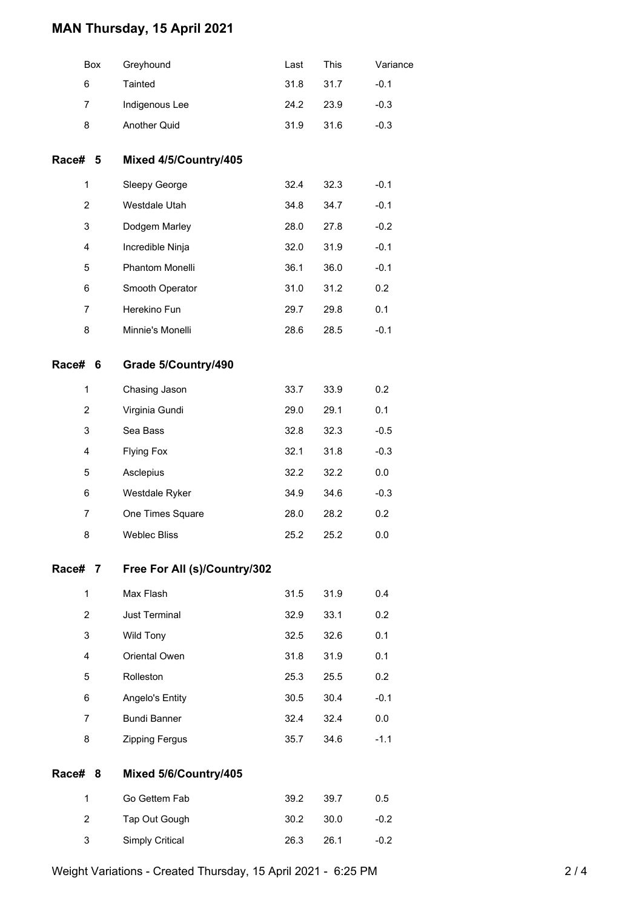# MAN Thursday, 15 April 2021

| Box | Greyhound | Last | This | Variance |
|---|---|---|---|---|
| 6 | Tainted | 31.8 | 31.7 | -0.1 |
| 7 | Indigenous Lee | 24.2 | 23.9 | -0.3 |
| 8 | Another Quid | 31.9 | 31.6 | -0.3 |

## Race# 5 Mixed 4/5/Country/405

| Box | Greyhound | Last | This | Variance |
|---|---|---|---|---|
| 1 | Sleepy George | 32.4 | 32.3 | -0.1 |
| 2 | Westdale Utah | 34.8 | 34.7 | -0.1 |
| 3 | Dodgem Marley | 28.0 | 27.8 | -0.2 |
| 4 | Incredible Ninja | 32.0 | 31.9 | -0.1 |
| 5 | Phantom Monelli | 36.1 | 36.0 | -0.1 |
| 6 | Smooth Operator | 31.0 | 31.2 | 0.2 |
| 7 | Herekino Fun | 29.7 | 29.8 | 0.1 |
| 8 | Minnie's Monelli | 28.6 | 28.5 | -0.1 |

## Race# 6 Grade 5/Country/490

| Box | Greyhound | Last | This | Variance |
|---|---|---|---|---|
| 1 | Chasing Jason | 33.7 | 33.9 | 0.2 |
| 2 | Virginia Gundi | 29.0 | 29.1 | 0.1 |
| 3 | Sea Bass | 32.8 | 32.3 | -0.5 |
| 4 | Flying Fox | 32.1 | 31.8 | -0.3 |
| 5 | Asclepius | 32.2 | 32.2 | 0.0 |
| 6 | Westdale Ryker | 34.9 | 34.6 | -0.3 |
| 7 | One Times Square | 28.0 | 28.2 | 0.2 |
| 8 | Weblec Bliss | 25.2 | 25.2 | 0.0 |

## Race# 7 Free For All (s)/Country/302

| Box | Greyhound | Last | This | Variance |
|---|---|---|---|---|
| 1 | Max Flash | 31.5 | 31.9 | 0.4 |
| 2 | Just Terminal | 32.9 | 33.1 | 0.2 |
| 3 | Wild Tony | 32.5 | 32.6 | 0.1 |
| 4 | Oriental Owen | 31.8 | 31.9 | 0.1 |
| 5 | Rolleston | 25.3 | 25.5 | 0.2 |
| 6 | Angelo's Entity | 30.5 | 30.4 | -0.1 |
| 7 | Bundi Banner | 32.4 | 32.4 | 0.0 |
| 8 | Zipping Fergus | 35.7 | 34.6 | -1.1 |

## Race# 8 Mixed 5/6/Country/405

| Box | Greyhound | Last | This | Variance |
|---|---|---|---|---|
| 1 | Go Gettem Fab | 39.2 | 39.7 | 0.5 |
| 2 | Tap Out Gough | 30.2 | 30.0 | -0.2 |
| 3 | Simply Critical | 26.3 | 26.1 | -0.2 |

Weight Variations - Created Thursday, 15 April 2021 - 6:25 PM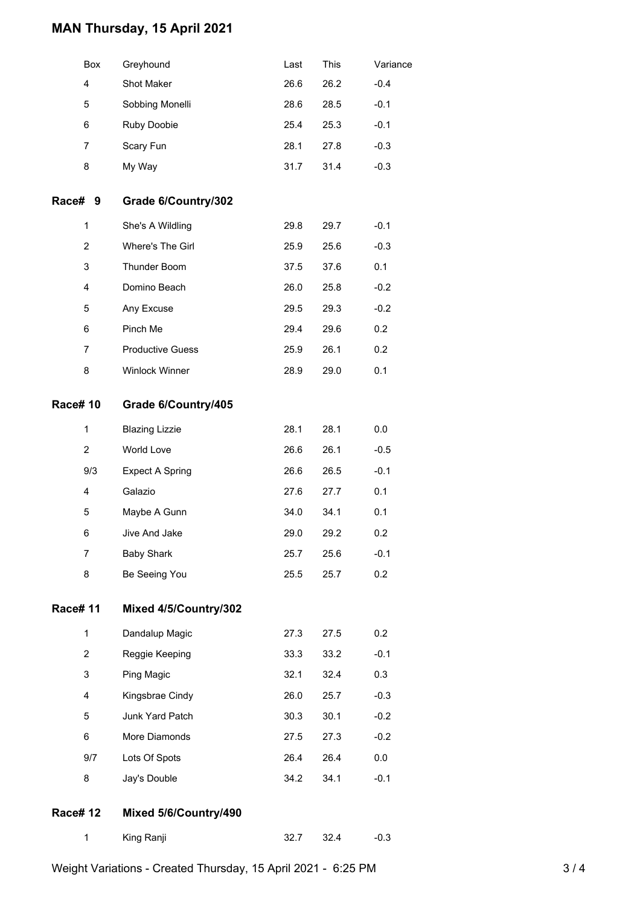# MAN Thursday, 15 April 2021

| Box | Greyhound | Last | This | Variance |
|---|---|---|---|---|
| 4 | Shot Maker | 26.6 | 26.2 | -0.4 |
| 5 | Sobbing Monelli | 28.6 | 28.5 | -0.1 |
| 6 | Ruby Doobie | 25.4 | 25.3 | -0.1 |
| 7 | Scary Fun | 28.1 | 27.8 | -0.3 |
| 8 | My Way | 31.7 | 31.4 | -0.3 |

## Race# 9 Grade 6/Country/302

| Box | Greyhound | Last | This | Variance |
|---|---|---|---|---|
| 1 | She's A Wildling | 29.8 | 29.7 | -0.1 |
| 2 | Where's The Girl | 25.9 | 25.6 | -0.3 |
| 3 | Thunder Boom | 37.5 | 37.6 | 0.1 |
| 4 | Domino Beach | 26.0 | 25.8 | -0.2 |
| 5 | Any Excuse | 29.5 | 29.3 | -0.2 |
| 6 | Pinch Me | 29.4 | 29.6 | 0.2 |
| 7 | Productive Guess | 25.9 | 26.1 | 0.2 |
| 8 | Winlock Winner | 28.9 | 29.0 | 0.1 |

## Race# 10 Grade 6/Country/405

| Box | Greyhound | Last | This | Variance |
|---|---|---|---|---|
| 1 | Blazing Lizzie | 28.1 | 28.1 | 0.0 |
| 2 | World Love | 26.6 | 26.1 | -0.5 |
| 9/3 | Expect A Spring | 26.6 | 26.5 | -0.1 |
| 4 | Galazio | 27.6 | 27.7 | 0.1 |
| 5 | Maybe A Gunn | 34.0 | 34.1 | 0.1 |
| 6 | Jive And Jake | 29.0 | 29.2 | 0.2 |
| 7 | Baby Shark | 25.7 | 25.6 | -0.1 |
| 8 | Be Seeing You | 25.5 | 25.7 | 0.2 |

## Race# 11 Mixed 4/5/Country/302

| Box | Greyhound | Last | This | Variance |
|---|---|---|---|---|
| 1 | Dandalup Magic | 27.3 | 27.5 | 0.2 |
| 2 | Reggie Keeping | 33.3 | 33.2 | -0.1 |
| 3 | Ping Magic | 32.1 | 32.4 | 0.3 |
| 4 | Kingsbrae Cindy | 26.0 | 25.7 | -0.3 |
| 5 | Junk Yard Patch | 30.3 | 30.1 | -0.2 |
| 6 | More Diamonds | 27.5 | 27.3 | -0.2 |
| 9/7 | Lots Of Spots | 26.4 | 26.4 | 0.0 |
| 8 | Jay's Double | 34.2 | 34.1 | -0.1 |

## Race# 12 Mixed 5/6/Country/490

| Box | Greyhound | Last | This | Variance |
|---|---|---|---|---|
| 1 | King Ranji | 32.7 | 32.4 | -0.3 |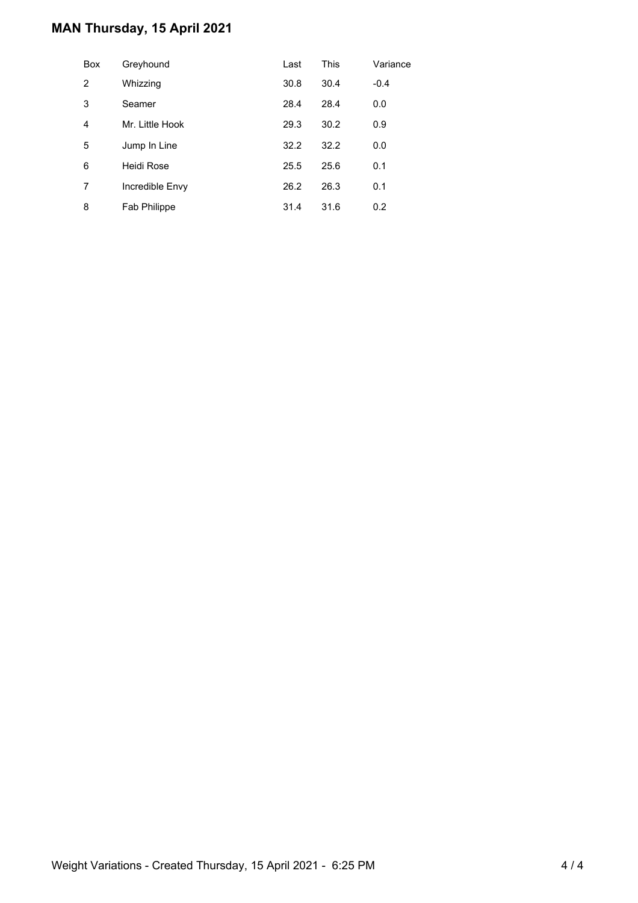## MAN Thursday, 15 April 2021

| Box | Greyhound | Last | This | Variance |
|---|---|---|---|---|
| 2 | Whizzing | 30.8 | 30.4 | -0.4 |
| 3 | Seamer | 28.4 | 28.4 | 0.0 |
| 4 | Mr. Little Hook | 29.3 | 30.2 | 0.9 |
| 5 | Jump In Line | 32.2 | 32.2 | 0.0 |
| 6 | Heidi Rose | 25.5 | 25.6 | 0.1 |
| 7 | Incredible Envy | 26.2 | 26.3 | 0.1 |
| 8 | Fab Philippe | 31.4 | 31.6 | 0.2 |